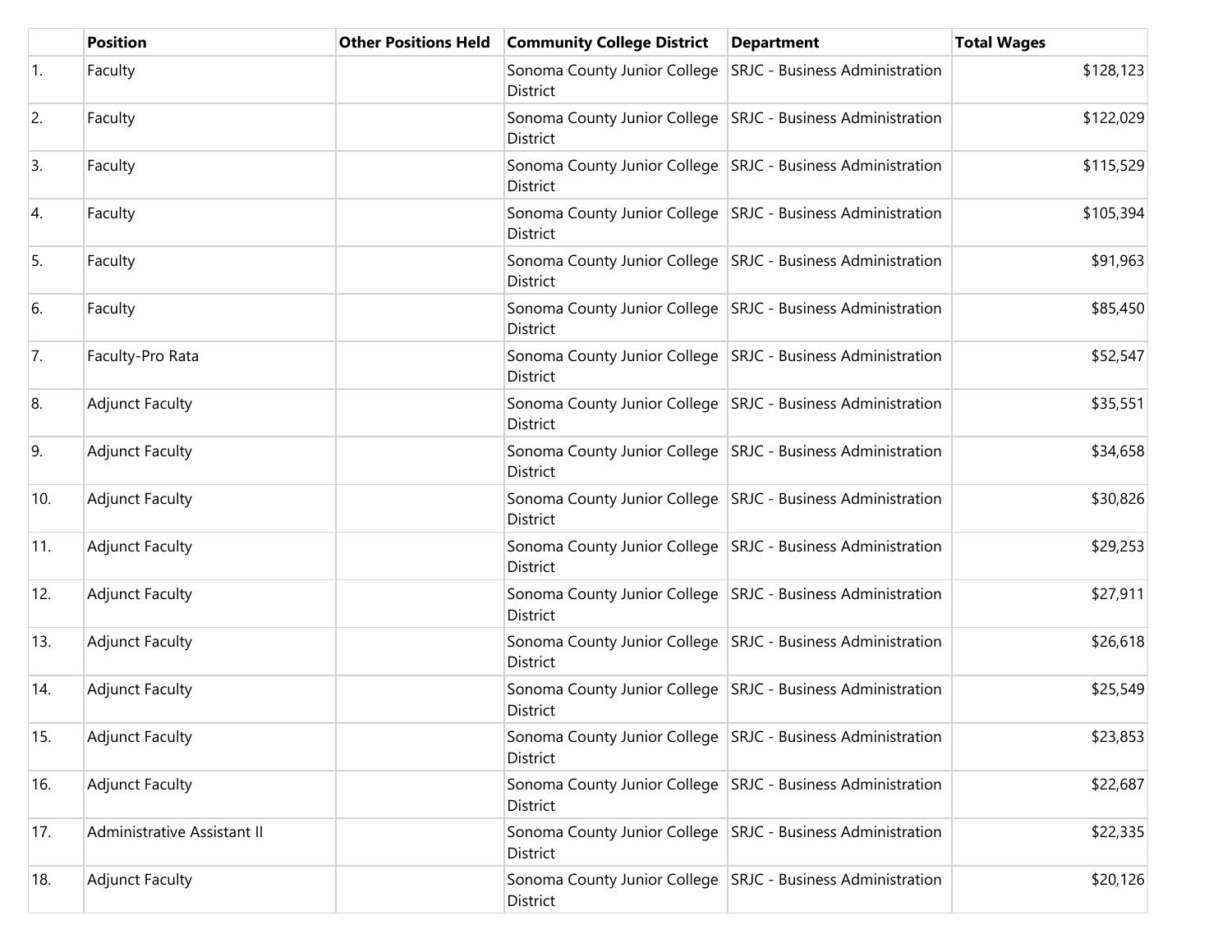| | Position | Other Positions Held | Community College District | Department | Total Wages |
|---|---|---|---|---|---|
| 1. | Faculty | | Sonoma County Junior College District | SRJC - Business Administration | $128,123 |
| 2. | Faculty | | Sonoma County Junior College District | SRJC - Business Administration | $122,029 |
| 3. | Faculty | | Sonoma County Junior College District | SRJC - Business Administration | $115,529 |
| 4. | Faculty | | Sonoma County Junior College District | SRJC - Business Administration | $105,394 |
| 5. | Faculty | | Sonoma County Junior College District | SRJC - Business Administration | $91,963 |
| 6. | Faculty | | Sonoma County Junior College District | SRJC - Business Administration | $85,450 |
| 7. | Faculty-Pro Rata | | Sonoma County Junior College District | SRJC - Business Administration | $52,547 |
| 8. | Adjunct Faculty | | Sonoma County Junior College District | SRJC - Business Administration | $35,551 |
| 9. | Adjunct Faculty | | Sonoma County Junior College District | SRJC - Business Administration | $34,658 |
| 10. | Adjunct Faculty | | Sonoma County Junior College District | SRJC - Business Administration | $30,826 |
| 11. | Adjunct Faculty | | Sonoma County Junior College District | SRJC - Business Administration | $29,253 |
| 12. | Adjunct Faculty | | Sonoma County Junior College District | SRJC - Business Administration | $27,911 |
| 13. | Adjunct Faculty | | Sonoma County Junior College District | SRJC - Business Administration | $26,618 |
| 14. | Adjunct Faculty | | Sonoma County Junior College District | SRJC - Business Administration | $25,549 |
| 15. | Adjunct Faculty | | Sonoma County Junior College District | SRJC - Business Administration | $23,853 |
| 16. | Adjunct Faculty | | Sonoma County Junior College District | SRJC - Business Administration | $22,687 |
| 17. | Administrative Assistant II | | Sonoma County Junior College District | SRJC - Business Administration | $22,335 |
| 18. | Adjunct Faculty | | Sonoma County Junior College District | SRJC - Business Administration | $20,126 |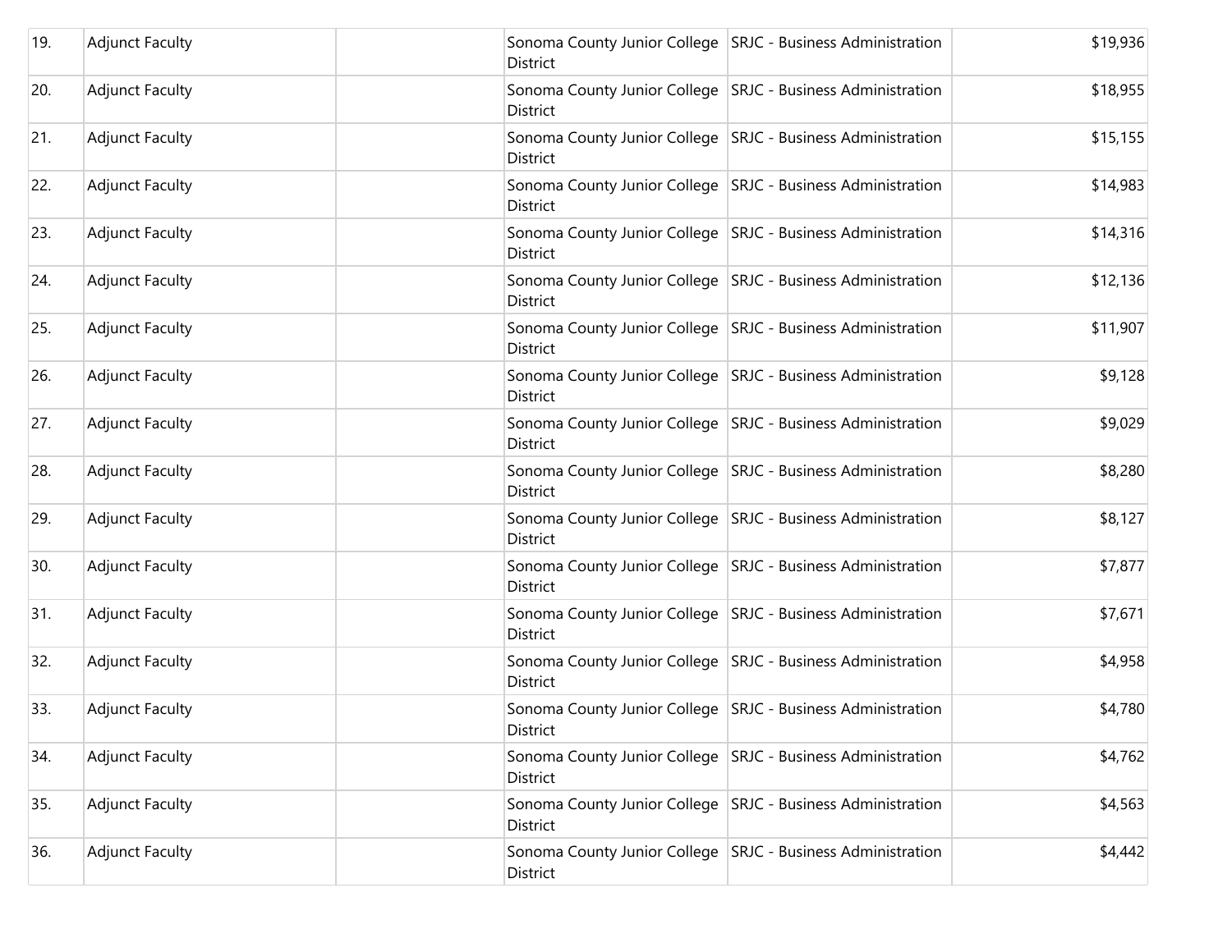| | | | | | |
|---|---|---|---|---|---|
| 19. | Adjunct Faculty | | Sonoma County Junior College District | SRJC - Business Administration | $19,936 |
| 20. | Adjunct Faculty | | Sonoma County Junior College District | SRJC - Business Administration | $18,955 |
| 21. | Adjunct Faculty | | Sonoma County Junior College District | SRJC - Business Administration | $15,155 |
| 22. | Adjunct Faculty | | Sonoma County Junior College District | SRJC - Business Administration | $14,983 |
| 23. | Adjunct Faculty | | Sonoma County Junior College District | SRJC - Business Administration | $14,316 |
| 24. | Adjunct Faculty | | Sonoma County Junior College District | SRJC - Business Administration | $12,136 |
| 25. | Adjunct Faculty | | Sonoma County Junior College District | SRJC - Business Administration | $11,907 |
| 26. | Adjunct Faculty | | Sonoma County Junior College District | SRJC - Business Administration | $9,128 |
| 27. | Adjunct Faculty | | Sonoma County Junior College District | SRJC - Business Administration | $9,029 |
| 28. | Adjunct Faculty | | Sonoma County Junior College District | SRJC - Business Administration | $8,280 |
| 29. | Adjunct Faculty | | Sonoma County Junior College District | SRJC - Business Administration | $8,127 |
| 30. | Adjunct Faculty | | Sonoma County Junior College District | SRJC - Business Administration | $7,877 |
| 31. | Adjunct Faculty | | Sonoma County Junior College District | SRJC - Business Administration | $7,671 |
| 32. | Adjunct Faculty | | Sonoma County Junior College District | SRJC - Business Administration | $4,958 |
| 33. | Adjunct Faculty | | Sonoma County Junior College District | SRJC - Business Administration | $4,780 |
| 34. | Adjunct Faculty | | Sonoma County Junior College District | SRJC - Business Administration | $4,762 |
| 35. | Adjunct Faculty | | Sonoma County Junior College District | SRJC - Business Administration | $4,563 |
| 36. | Adjunct Faculty | | Sonoma County Junior College District | SRJC - Business Administration | $4,442 |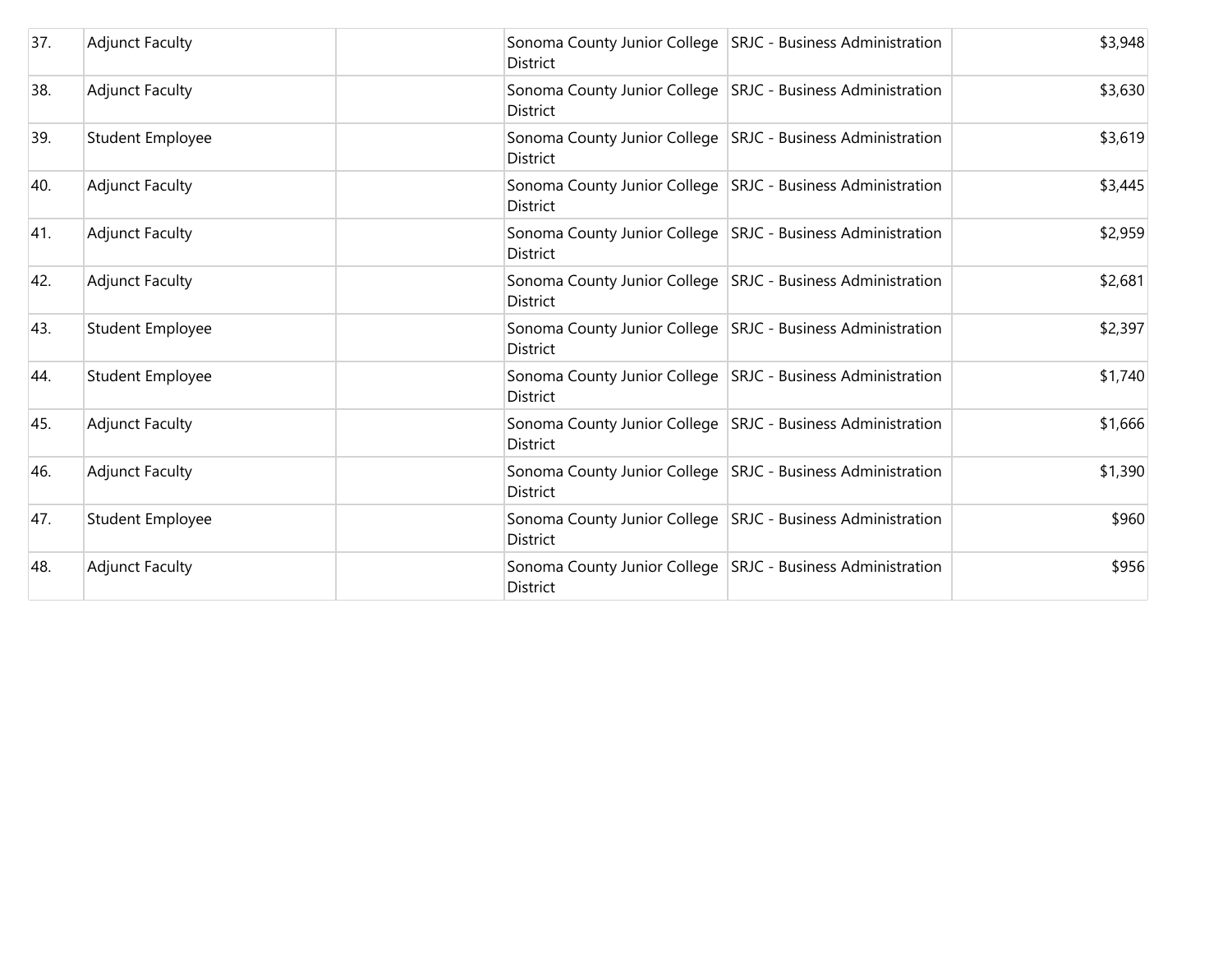| | | | | | |
|---|---|---|---|---|---|
| 37. | Adjunct Faculty | | Sonoma County Junior College District | SRJC - Business Administration | $3,948 |
| 38. | Adjunct Faculty | | Sonoma County Junior College District | SRJC - Business Administration | $3,630 |
| 39. | Student Employee | | Sonoma County Junior College District | SRJC - Business Administration | $3,619 |
| 40. | Adjunct Faculty | | Sonoma County Junior College District | SRJC - Business Administration | $3,445 |
| 41. | Adjunct Faculty | | Sonoma County Junior College District | SRJC - Business Administration | $2,959 |
| 42. | Adjunct Faculty | | Sonoma County Junior College District | SRJC - Business Administration | $2,681 |
| 43. | Student Employee | | Sonoma County Junior College District | SRJC - Business Administration | $2,397 |
| 44. | Student Employee | | Sonoma County Junior College District | SRJC - Business Administration | $1,740 |
| 45. | Adjunct Faculty | | Sonoma County Junior College District | SRJC - Business Administration | $1,666 |
| 46. | Adjunct Faculty | | Sonoma County Junior College District | SRJC - Business Administration | $1,390 |
| 47. | Student Employee | | Sonoma County Junior College District | SRJC - Business Administration | $960 |
| 48. | Adjunct Faculty | | Sonoma County Junior College District | SRJC - Business Administration | $956 |